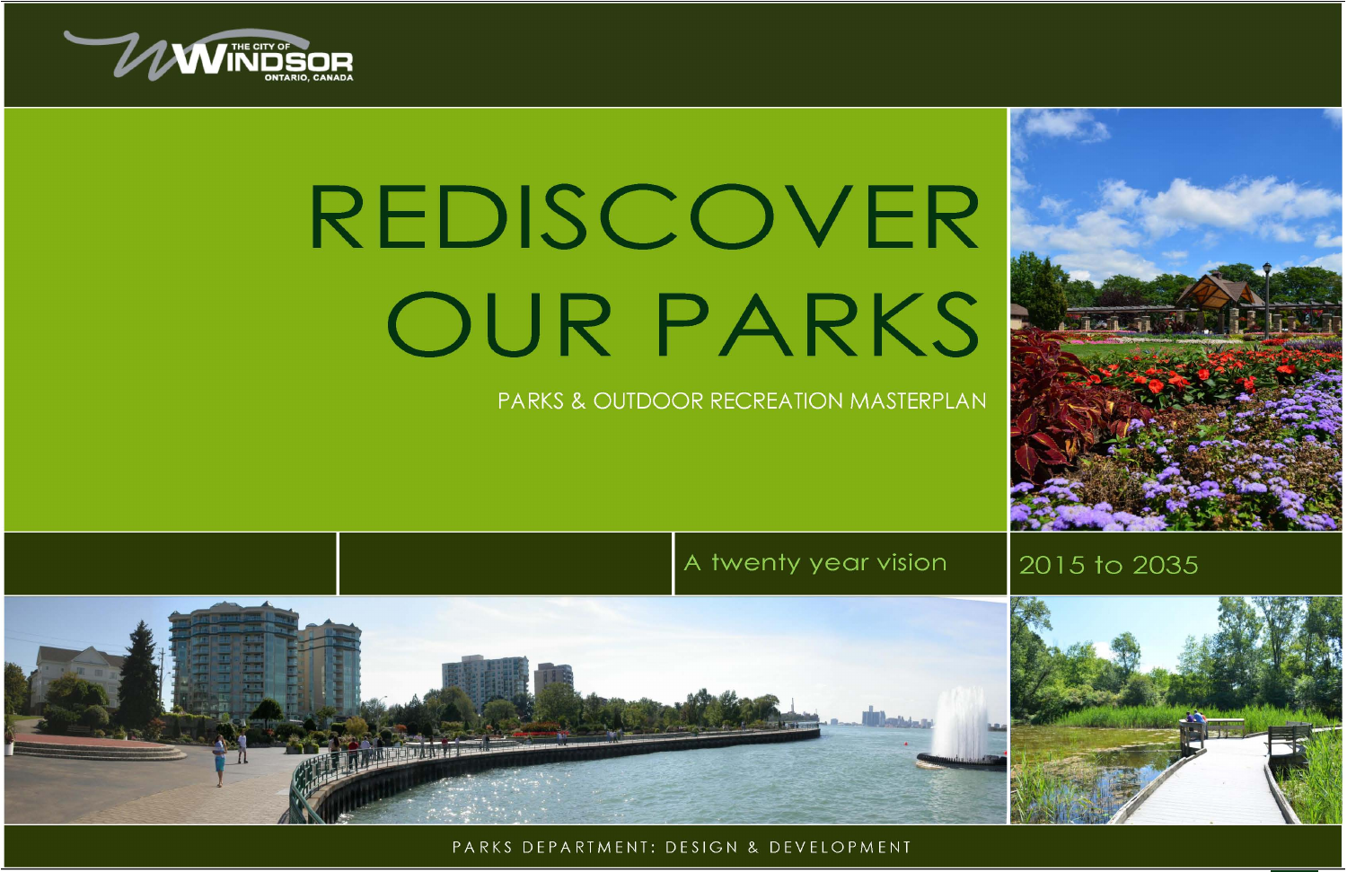THE CITY OF WINDSOR ONTARIO, CANADA

# REDISCOVER OUR PARKS

## PARKS & OUTDOOR RECREATION MASTERPLAN

A twenty year vision

2015 to 2035

PARKS DEPARTMENT: DESIGN & DEVELOPMENT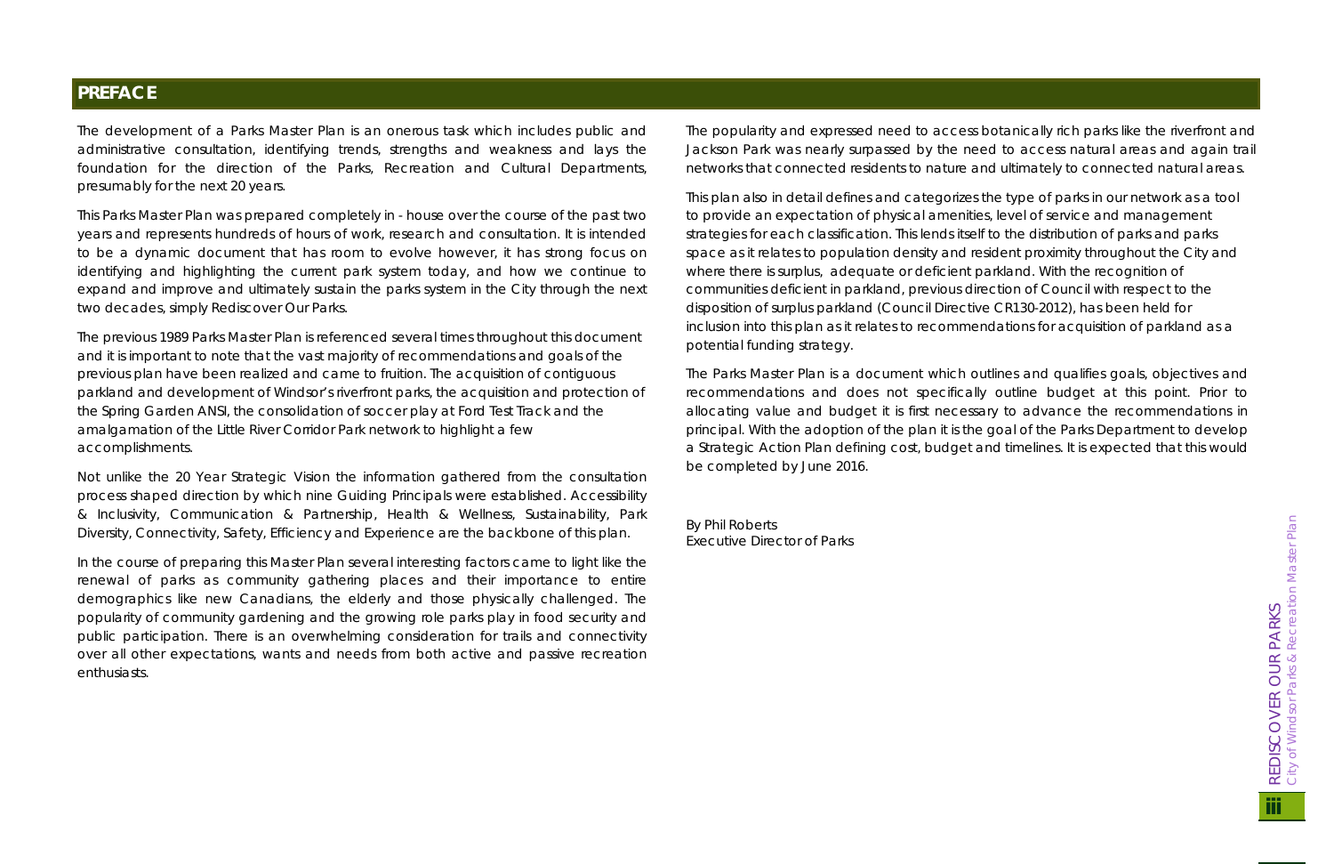## PREFACE

The development of a Parks Master Plan is an onerous task which includes public and administrative consultation, identifying trends, strengths and weakness and lays the foundation for the direction of the Parks, Recreation and Cultural Departments, presumably for the next 20 years.

This Parks Master Plan was prepared completely in - house over the course of the past two years and represents hundreds of hours of work, research and consultation. It is intended to be a dynamic document that has room to evolve however, it has strong focus on identifying and highlighting the current park system today, and how we continue to expand and improve and ultimately sustain the parks system in the City through the next two decades, simply Rediscover Our Parks.

The previous 1989 Parks Master Plan is referenced several times throughout this document and it is important to note that the vast majority of recommendations and goals of the previous plan have been realized and came to fruition. The acquisition of contiguous parkland and development of Windsor's riverfront parks, the acquisition and protection of the Spring Garden ANSI, the consolidation of soccer play at Ford Test Track and the amalgamation of the Little River Corridor Park network to highlight a few accomplishments.

Not unlike the 20 Year Strategic Vision the information gathered from the consultation process shaped direction by which nine Guiding Principals were established. Accessibility & Inclusivity, Communication & Partnership, Health & Wellness, Sustainability, Park Diversity, Connectivity, Safety, Efficiency and Experience are the backbone of this plan.

In the course of preparing this Master Plan several interesting factors came to light like the renewal of parks as community gathering places and their importance to entire demographics like new Canadians, the elderly and those physically challenged. The popularity of community gardening and the growing role parks play in food security and public participation. There is an overwhelming consideration for trails and connectivity over all other expectations, wants and needs from both active and passive recreation enthusiasts.

The popularity and expressed need to access botanically rich parks like the riverfront and Jackson Park was nearly surpassed by the need to access natural areas and again trail networks that connected residents to nature and ultimately to connected natural areas.

This plan also in detail defines and categorizes the type of parks in our network as a tool to provide an expectation of physical amenities, level of service and management strategies for each classification. This lends itself to the distribution of parks and parks space as it relates to population density and resident proximity throughout the City and where there is surplus, adequate or deficient parkland. With the recognition of communities deficient in parkland, previous direction of Council with respect to the disposition of surplus parkland (Council Directive CR130-2012), has been held for inclusion into this plan as it relates to recommendations for acquisition of parkland as a potential funding strategy.

The Parks Master Plan is a document which outlines and qualifies goals, objectives and recommendations and does not specifically outline budget at this point. Prior to allocating value and budget it is first necessary to advance the recommendations in principal. With the adoption of the plan it is the goal of the Parks Department to develop a Strategic Action Plan defining cost, budget and timelines. It is expected that this would be completed by June 2016.

By Phil Roberts
Executive Director of Parks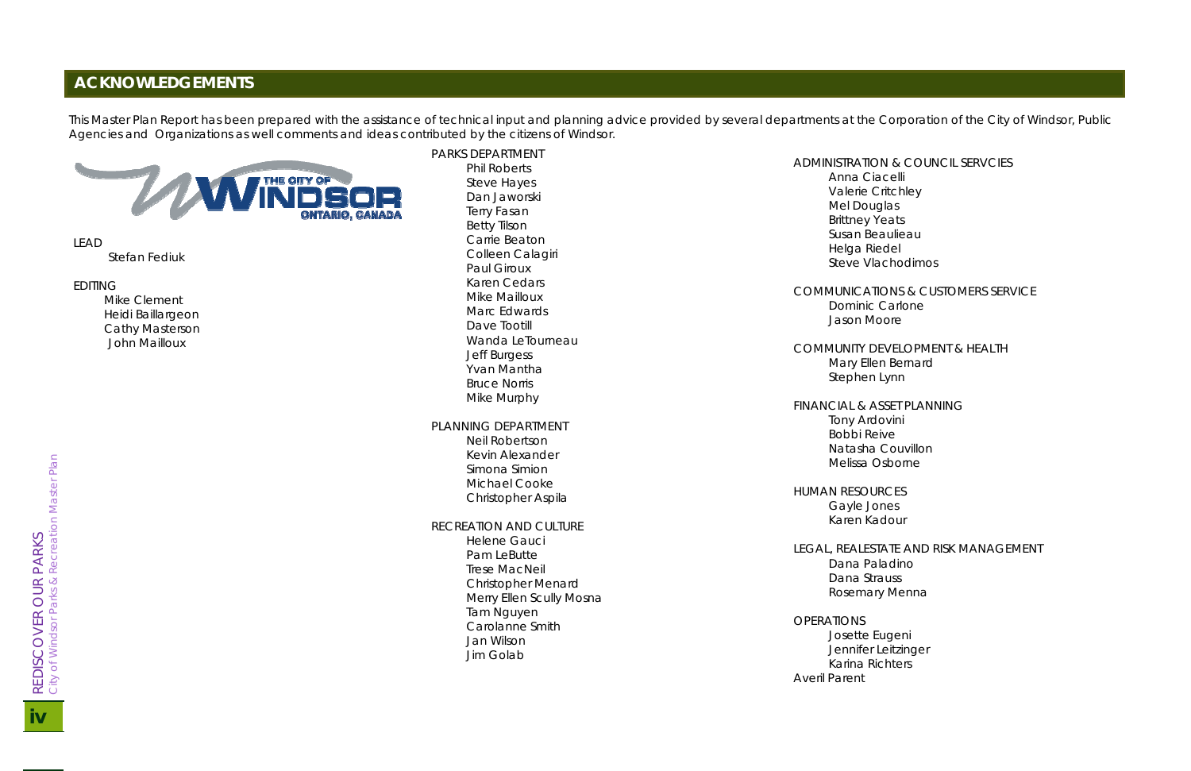## ACKNOWLEDGEMENTS

This Master Plan Report has been prepared with the assistance of technical input and planning advice provided by several departments at the Corporation of the City of Windsor, Public Agencies and Organizations as well comments and ideas contributed by the citizens of Windsor.

LEAD
- Stefan Fediuk

EDITING
- Mike Clement
- Heidi Baillargeon
- Cathy Masterson
- John Mailloux

PARKS DEPARTMENT
- Phil Roberts
- Steve Hayes
- Dan Jaworski
- Terry Fasan
- Betty Tilson
- Carrie Beaton
- Colleen Calagiri
- Paul Giroux
- Karen Cedars
- Mike Mailloux
- Marc Edwards
- Dave Tootill
- Wanda LeTourneau
- Jeff Burgess
- Yvan Mantha
- Bruce Norris
- Mike Murphy

PLANNING DEPARTMENT
- Neil Robertson
- Kevin Alexander
- Simona Simion
- Michael Cooke
- Christopher Aspila

RECREATION AND CULTURE
- Helene Gauci
- Pam LeButte
- Trese MacNeil
- Christopher Menard
- Merry Ellen Scully Mosna
- Tam Nguyen
- Carolanne Smith
- Jan Wilson
- Jim Golab

ADMINISTRATION & COUNCIL SERVCIES
- Anna Ciacelli
- Valerie Critchley
- Mel Douglas
- Brittney Yeats
- Susan Beaulieau
- Helga Riedel
- Steve Vlachodimos

COMMUNICATIONS & CUSTOMERS SERVICE
- Dominic Carlone
- Jason Moore

COMMUNITY DEVELOPMENT & HEALTH
- Mary Ellen Bernard
- Stephen Lynn

FINANCIAL & ASSET PLANNING
- Tony Ardovini
- Bobbi Reive
- Natasha Couvillon
- Melissa Osborne

HUMAN RESOURCES
- Gayle Jones
- Karen Kadour

LEGAL, REALESTATE AND RISK MANAGEMENT
- Dana Paladino
- Dana Strauss
- Rosemary Menna

OPERATIONS
- Josette Eugeni
- Jennifer Leitzinger
- Karina Richters

Averil Parent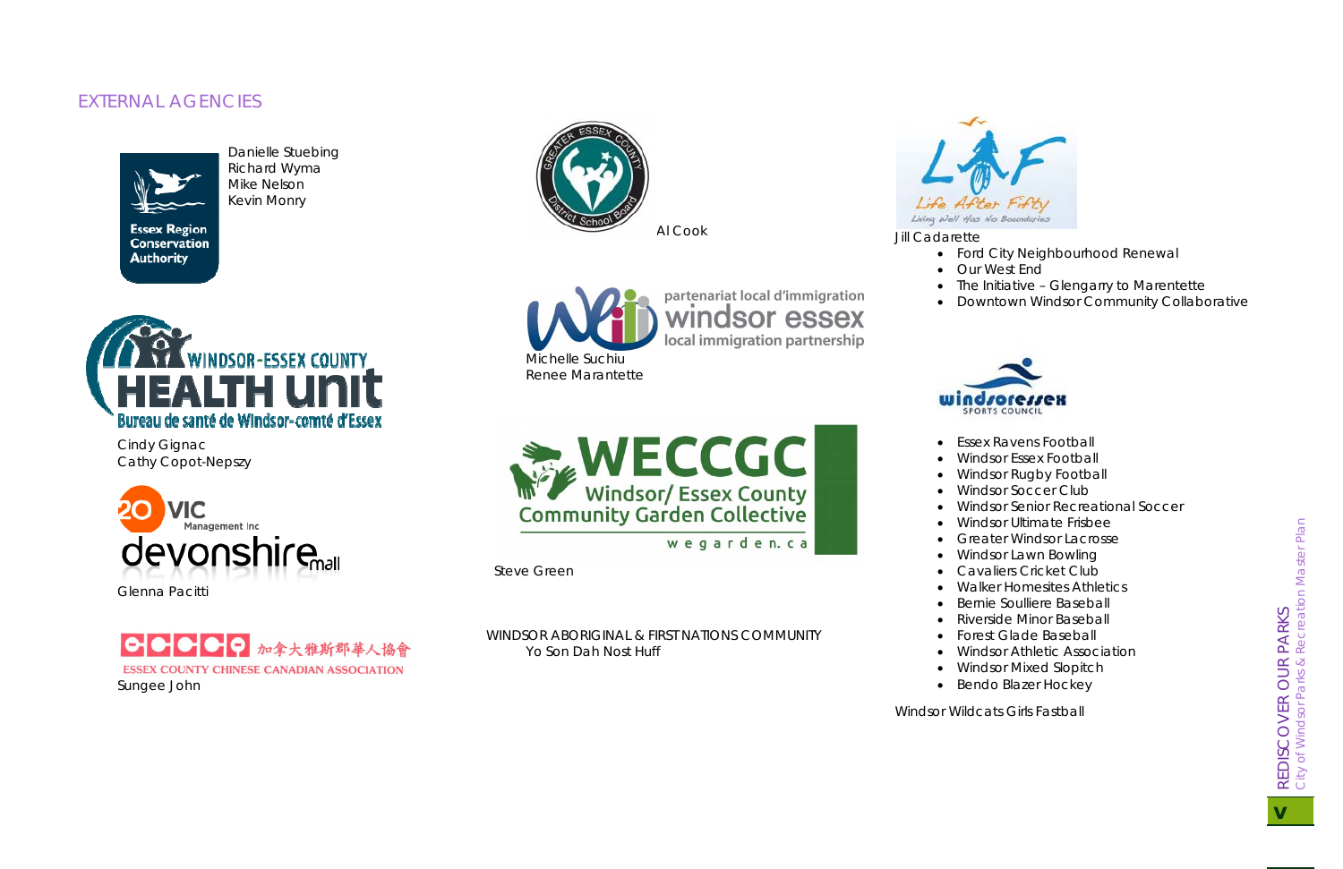## EXTERNAL AGENCIES

Essex Region Conservation Authority

Danielle Stuebing
Richard Wyma
Mike Nelson
Kevin Monry

WINDSOR-ESSEX COUNTY HEALTH unit
Bureau de santé de Windsor-comté d'Essex

Cindy Gignac
Cathy Copot-Nepszy

20 VIC Management Inc
devonshire mall

Glenna Pacitti

CCCCA 加拿大雅斯郡華人協會
ESSEX COUNTY CHINESE CANADIAN ASSOCIATION

Sungee John

Greater Essex County District School Board

Al Cook

partenariat local d'immigration
windsor essex
local immigration partnership

Michelle Suchiu
Renee Marantette

WECCGC
Windsor/ Essex County Community Garden Collective
wegarden.ca

Steve Green

WINDSOR ABORIGINAL & FIRST NATIONS COMMUNITY
Yo Son Dah Nost Huff

LAF Life After Fifty
Living Well Has No Boundaries

Jill Cadarette

- Ford City Neighbourhood Renewal
- Our West End
- The Initiative – Glengarry to Marentette
- Downtown Windsor Community Collaborative

windsoressex SPORTS COUNCIL

- Essex Ravens Football
- Windsor Essex Football
- Windsor Rugby Football
- Windsor Soccer Club
- Windsor Senior Recreational Soccer
- Windsor Ultimate Frisbee
- Greater Windsor Lacrosse
- Windsor Lawn Bowling
- Cavaliers Cricket Club
- Walker Homesites Athletics
- Bernie Soulliere Baseball
- Riverside Minor Baseball
- Forest Glade Baseball
- Windsor Athletic Association
- Windsor Mixed Slopitch
- Bendo Blazer Hockey

Windsor Wildcats Girls Fastball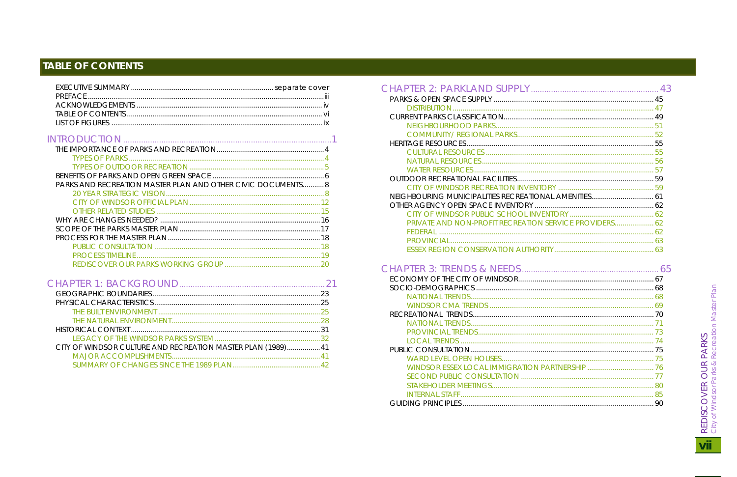## TABLE OF CONTENTS

- EXECUTIVE SUMMARY ........ separate cover
- PREFACE ........ iii
- ACKNOWLEDGEMENTS ........ iv
- TABLE OF CONTENTS ........ vi
- LIST OF FIGURES ........ ix

**INTRODUCTION ........ 1**

- THE IMPORTANCE OF PARKS AND RECREATION ........ 4
  - TYPES OF PARKS ........ 4
  - TYPES OF OUTDOOR RECREATION ........ 5
- BENEFITS OF PARKS AND OPEN GREEN SPACE ........ 6
- PARKS AND RECREATION MASTER PLAN AND OTHER CIVIC DOCUMENTS ........ 8
  - 20 YEAR STRATEGIC VISION ........ 8
  - CITY OF WINDSOR OFFICIAL PLAN ........ 12
  - OTHER RELATED STUDIES ........ 15
- WHY ARE CHANGES NEEDED? ........ 16
- SCOPE OF THE PARKS MASTER PLAN ........ 17
- PROCESS FOR THE MASTER PLAN ........ 18
  - PUBLIC CONSULTATION ........ 18
  - PROCESS TIMELINE ........ 19
  - REDISCOVER OUR PARKS WORKING GROUP ........ 20

**CHAPTER 1: BACKGROUND ........ 21**

- GEOGRAPHIC BOUNDARIES ........ 23
- PHYSICAL CHARACTERISTICS ........ 25
  - THE BUILT ENVIRONMENT ........ 25
  - THE NATURAL ENVIRONMENT ........ 28
- HISTORICAL CONTEXT ........ 31
  - LEGACY OF THE WINDSOR PARKS SYSTEM ........ 32
- CITY OF WINDSOR CULTURE AND RECREATION MASTER PLAN (1989) ........ 41
  - MAJOR ACCOMPLISHMENTS ........ 41
  - SUMMARY OF CHANGES SINCE THE 1989 PLAN ........ 42

**CHAPTER 2: PARKLAND SUPPLY ........ 43**

- PARKS & OPEN SPACE SUPPLY ........ 45
  - DISTRIBUTION ........ 47
- CURRENT PARKS CLASSIFICATION ........ 49
  - NEIGHBOURHOOD PARKS ........ 51
  - COMMUNITY/ REGIONAL PARKS ........ 52
- HERITAGE RESOURCES ........ 55
  - CULTURAL RESOURCES ........ 55
  - NATURAL RESOURCES ........ 56
  - WATER RESOURCES ........ 57
- OUTDOOR RECREATIONAL FACILITIES ........ 59
  - CITY OF WINDSOR RECREATION INVENTORY ........ 59
- NEIGHBOURING MUNICIPALITIES RECREATIONAL AMENITIES ........ 61
- OTHER AGENCY OPEN SPACE INVENTORY ........ 62
  - CITY OF WINDSOR PUBLIC SCHOOL INVENTORY ........ 62
  - PRIVATE AND NON-PROFIT RECREATION SERVICE PROVIDERS ........ 62
  - FEDERAL ........ 62
  - PROVINCIAL ........ 63
  - ESSEX REGION CONSERVATION AUTHORITY ........ 63

**CHAPTER 3: TRENDS & NEEDS ........ 65**

- ECONOMY OF THE CITY OF WINDSOR ........ 67
- SOCIO-DEMOGRAPHICS ........ 68
  - NATIONAL TRENDS ........ 68
  - WINDSOR CMA TRENDS ........ 69
- RECREATIONAL TRENDS ........ 70
  - NATIONAL TRENDS ........ 71
  - PROVINCIAL TRENDS ........ 73
  - LOCAL TRENDS ........ 74
- PUBLIC CONSULTATION ........ 75
  - WARD LEVEL OPEN HOUSES ........ 75
  - WINDSOR ESSEX LOCAL IMMIGRATION PARTNERSHIP ........ 76
  - SECOND PUBLIC CONSULTATION ........ 77
  - STAKEHOLDER MEETINGS ........ 80
  - INTERNAL STAFF ........ 85
- GUIDING PRINCIPLES ........ 90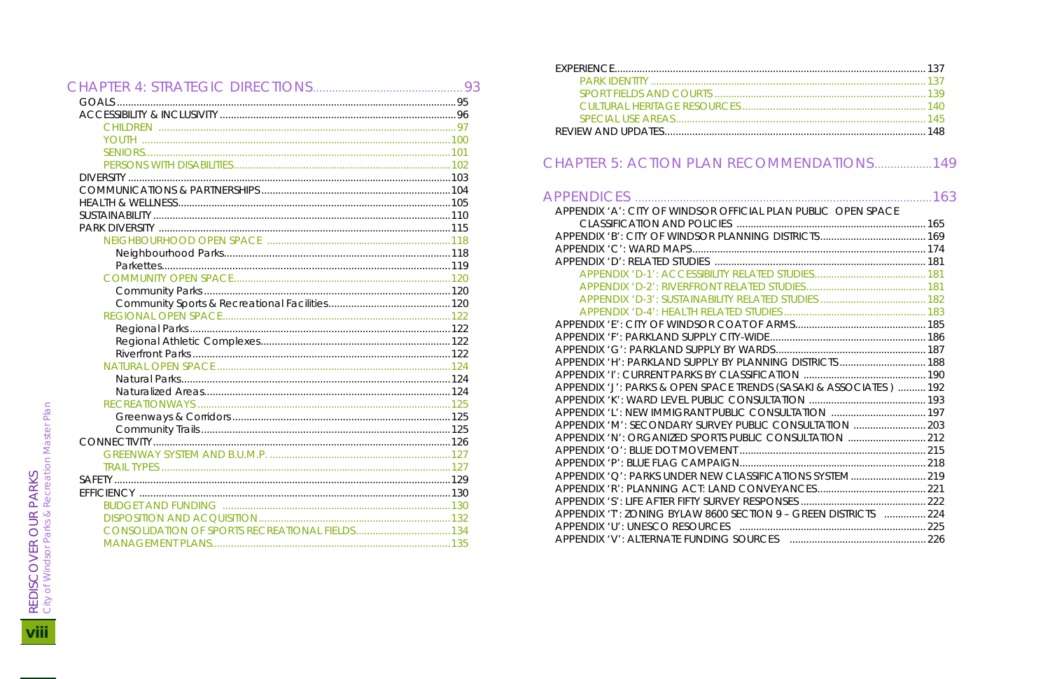## CHAPTER 4: STRATEGIC DIRECTIONS ........ 93

- GOALS ........ 95
- ACCESSIBILITY & INCLUSIVITY ........ 96
  - CHILDREN ........ 97
  - YOUTH ........ 100
  - SENIORS ........ 101
  - PERSONS WITH DISABILITIES ........ 102
- DIVERSITY ........ 103
- COMMUNICATIONS & PARTNERSHIPS ........ 104
- HEALTH & WELLNESS ........ 105
- SUSTAINABILITY ........ 110
- PARK DIVERSITY ........ 115
  - NEIGHBOURHOOD OPEN SPACE ........ 118
    - Neighbourhood Parks ........ 118
    - Parkettes ........ 119
  - COMMUNITY OPEN SPACE ........ 120
    - Community Parks ........ 120
    - Community Sports & Recreational Facilities ........ 120
  - REGIONAL OPEN SPACE ........ 122
    - Regional Parks ........ 122
    - Regional Athletic Complexes ........ 122
    - Riverfront Parks ........ 122
  - NATURAL OPEN SPACE ........ 124
    - Natural Parks ........ 124
    - Naturalized Areas ........ 124
  - RECREATIONWAYS ........ 125
    - Greenways & Corridors ........ 125
    - Community Trails ........ 125
- CONNECTIVITY ........ 126
  - GREENWAY SYSTEM AND B.U.M.P. ........ 127
  - TRAIL TYPES ........ 127
- SAFETY ........ 129
- EFFICIENCY ........ 130
  - BUDGET AND FUNDING ........ 130
  - DISPOSITION AND ACQUISITION ........ 132
  - CONSOLIDATION OF SPORTS RECREATIONAL FIELDS ........ 134
  - MANAGEMENT PLANS ........ 135
- EXPERIENCE ........ 137
  - PARK IDENTITY ........ 137
  - SPORT FIELDS AND COURTS ........ 139
  - CULTURAL HERITAGE RESOURCES ........ 140
  - SPECIAL USE AREAS ........ 145
- REVIEW AND UPDATES ........ 148

## CHAPTER 5: ACTION PLAN RECOMMENDATIONS ........ 149

## APPENDICES ........ 163

- APPENDIX 'A': CITY OF WINDSOR OFFICIAL PLAN PUBLIC OPEN SPACE CLASSIFICATION AND POLICIES ........ 165
- APPENDIX 'B': CITY OF WINDSOR PLANNING DISTRICTS ........ 169
- APPENDIX 'C': WARD MAPS ........ 174
- APPENDIX 'D': RELATED STUDIES ........ 181
  - APPENDIX 'D-1': ACCESSIBILITY RELATED STUDIES ........ 181
  - APPENDIX 'D-2': RIVERFRONT RELATED STUDIES ........ 181
  - APPENDIX 'D-3': SUSTAINABILITY RELATED STUDIES ........ 182
  - APPENDIX 'D-4': HEALTH RELATED STUDIES ........ 183
- APPENDIX 'E': CITY OF WINDSOR COAT OF ARMS ........ 185
- APPENDIX 'F': PARKLAND SUPPLY CITY-WIDE ........ 186
- APPENDIX 'G': PARKLAND SUPPLY BY WARDS ........ 187
- APPENDIX 'H': PARKLAND SUPPLY BY PLANNING DISTRICTS ........ 188
- APPENDIX 'I': CURRENT PARKS BY CLASSIFICATION ........ 190
- APPENDIX 'J': PARKS & OPEN SPACE TRENDS (SASAKI & ASSOCIATES ) ........ 192
- APPENDIX 'K': WARD LEVEL PUBLIC CONSULTATION ........ 193
- APPENDIX 'L': NEW IMMIGRANT PUBLIC CONSULTATION ........ 197
- APPENDIX 'M': SECONDARY SURVEY PUBLIC CONSULTATION ........ 203
- APPENDIX 'N': ORGANIZED SPORTS PUBLIC CONSULTATION ........ 212
- APPENDIX 'O': BLUE DOT MOVEMENT ........ 215
- APPENDIX 'P': BLUE FLAG CAMPAIGN ........ 218
- APPENDIX 'Q': PARKS UNDER NEW CLASSIFICATIONS SYSTEM ........ 219
- APPENDIX 'R': PLANNING ACT: LAND CONVEYANCES ........ 221
- APPENDIX 'S': LIFE AFTER FIFTY SURVEY RESPONSES ........ 222
- APPENDIX 'T': ZONING BYLAW 8600 SECTION 9 – GREEN DISTRICTS ........ 224
- APPENDIX 'U': UNESCO RESOURCES ........ 225
- APPENDIX 'V': ALTERNATE FUNDING SOURCES ........ 226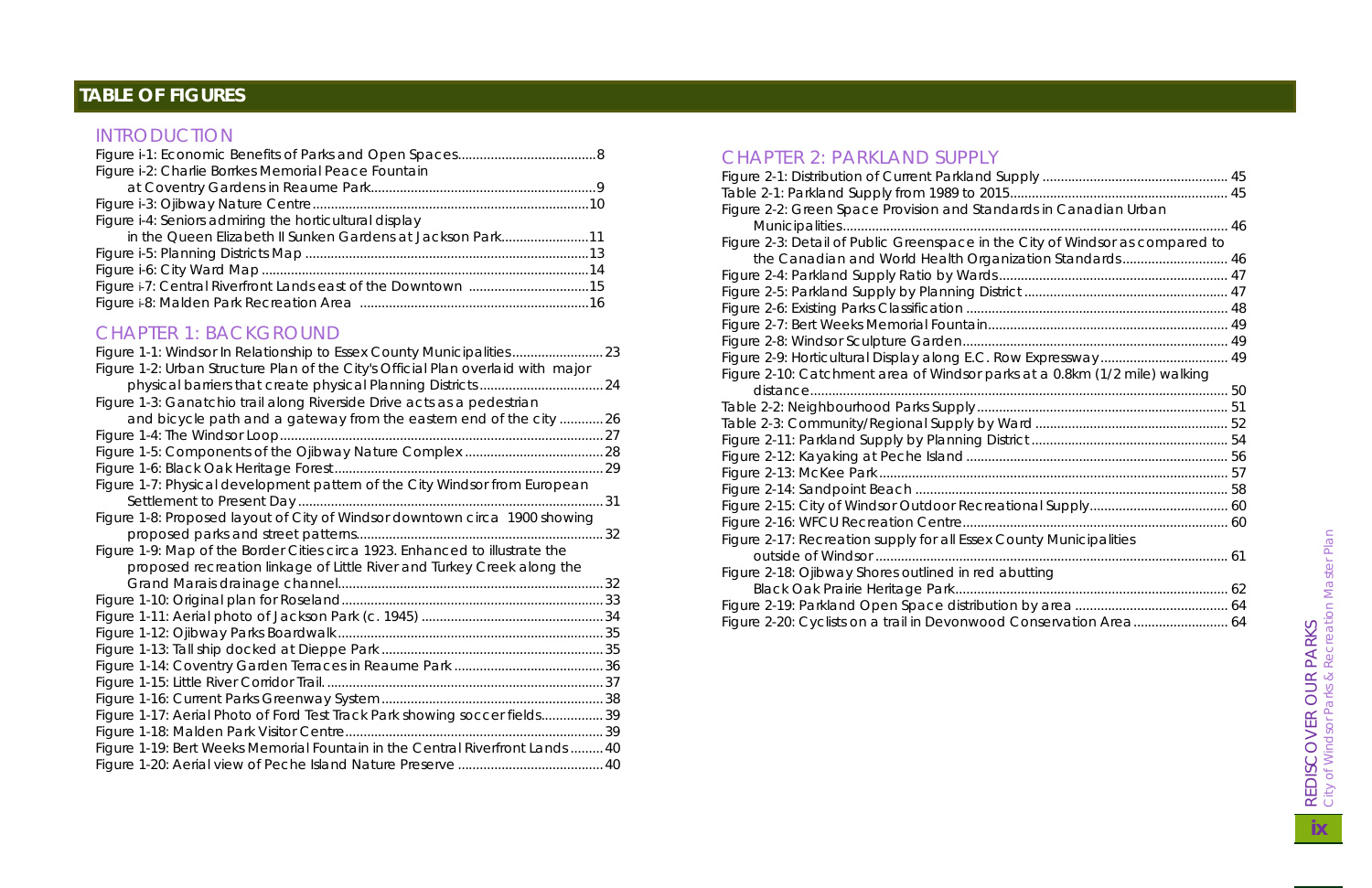## TABLE OF FIGURES

### INTRODUCTION

- Figure i-1: Economic Benefits of Parks and Open Spaces.....8
- Figure i-2: Charlie Borrkes Memorial Peace Fountain at Coventry Gardens in Reaume Park.....9
- Figure i-3: Ojibway Nature Centre.....10
- Figure i-4: Seniors admiring the horticultural display in the Queen Elizabeth II Sunken Gardens at Jackson Park.....11
- Figure i-5: Planning Districts Map.....13
- Figure i-6: City Ward Map.....14
- Figure i-7: Central Riverfront Lands east of the Downtown.....15
- Figure i-8: Malden Park Recreation Area.....16

### CHAPTER 1: BACKGROUND

- Figure 1-1: Windsor In Relationship to Essex County Municipalities.....23
- Figure 1-2: Urban Structure Plan of the City's Official Plan overlaid with major physical barriers that create physical Planning Districts.....24
- Figure 1-3: Ganatchio trail along Riverside Drive acts as a pedestrian and bicycle path and a gateway from the eastern end of the city.....26
- Figure 1-4: The Windsor Loop.....27
- Figure 1-5: Components of the Ojibway Nature Complex.....28
- Figure 1-6: Black Oak Heritage Forest.....29
- Figure 1-7: Physical development pattern of the City Windsor from European Settlement to Present Day.....31
- Figure 1-8: Proposed layout of City of Windsor downtown circa 1900 showing proposed parks and street patterns.....32
- Figure 1-9: Map of the Border Cities circa 1923. Enhanced to illustrate the proposed recreation linkage of Little River and Turkey Creek along the Grand Marais drainage channel.....32
- Figure 1-10: Original plan for Roseland.....33
- Figure 1-11: Aerial photo of Jackson Park (c. 1945).....34
- Figure 1-12: Ojibway Parks Boardwalk.....35
- Figure 1-13: Tall ship docked at Dieppe Park.....35
- Figure 1-14: Coventry Garden Terraces in Reaume Park.....36
- Figure 1-15: Little River Corridor Trail.....37
- Figure 1-16: Current Parks Greenway System.....38
- Figure 1-17: Aerial Photo of Ford Test Track Park showing soccer fields.....39
- Figure 1-18: Malden Park Visitor Centre.....39
- Figure 1-19: Bert Weeks Memorial Fountain in the Central Riverfront Lands.....40
- Figure 1-20: Aerial view of Peche Island Nature Preserve.....40

### CHAPTER 2: PARKLAND SUPPLY

- Figure 2-1: Distribution of Current Parkland Supply.....45
- Table 2-1: Parkland Supply from 1989 to 2015.....45
- Figure 2-2: Green Space Provision and Standards in Canadian Urban Municipalities.....46
- Figure 2-3: Detail of Public Greenspace in the City of Windsor as compared to the Canadian and World Health Organization Standards.....46
- Figure 2-4: Parkland Supply Ratio by Wards.....47
- Figure 2-5: Parkland Supply by Planning District.....47
- Figure 2-6: Existing Parks Classification.....48
- Figure 2-7: Bert Weeks Memorial Fountain.....49
- Figure 2-8: Windsor Sculpture Garden.....49
- Figure 2-9: Horticultural Display along E.C. Row Expressway.....49
- Figure 2-10: Catchment area of Windsor parks at a 0.8km (1/2 mile) walking distance.....50
- Table 2-2: Neighbourhood Parks Supply.....51
- Table 2-3: Community/Regional Supply by Ward.....52
- Figure 2-11: Parkland Supply by Planning District.....54
- Figure 2-12: Kayaking at Peche Island.....56
- Figure 2-13: McKee Park.....57
- Figure 2-14: Sandpoint Beach.....58
- Figure 2-15: City of Windsor Outdoor Recreational Supply.....60
- Figure 2-16: WFCU Recreation Centre.....60
- Figure 2-17: Recreation supply for all Essex County Municipalities outside of Windsor.....61
- Figure 2-18: Ojibway Shores outlined in red abutting Black Oak Prairie Heritage Park.....62
- Figure 2-19: Parkland Open Space distribution by area.....64
- Figure 2-20: Cyclists on a trail in Devonwood Conservation Area.....64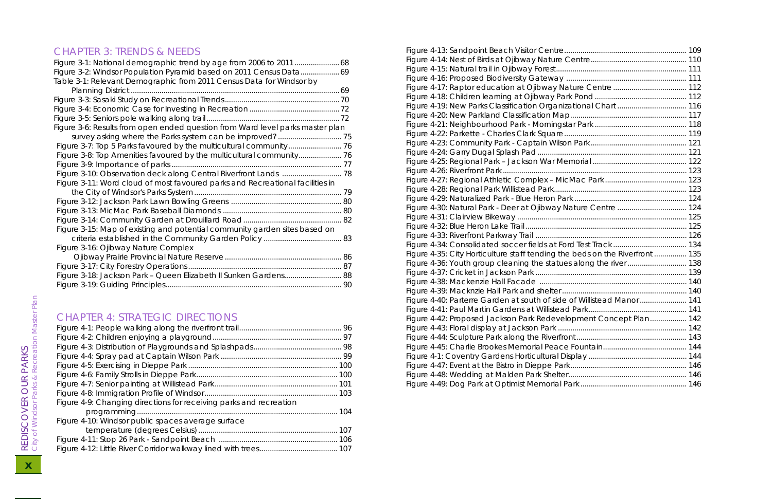## CHAPTER 3: TRENDS & NEEDS

Figure 3-1: National demographic trend by age from 2006 to 2011 ...................... 68
Figure 3-2: Windsor Population Pyramid based on 2011 Census Data ................... 69
Table 3-1: Relevant Demographic from 2011 Census Data for Windsor by Planning District ...................................................................................................... 69
Figure 3-3: Sasaki Study on Recreational Trends ........................................................ 70
Figure 3-4: Economic Case for Investing in Recreation ............................................ 72
Figure 3-5: Seniors pole walking along trail ................................................................. 72
Figure 3-6: Results from open ended question from Ward level parks master plan survey asking where the Parks system can be improved? ............................... 75
Figure 3-7: Top 5 Parks favoured by the multicultural community .......................... 76
Figure 3-8: Top Amenities favoured by the multicultural community ..................... 76
Figure 3-9: Importance of parks ................................................................................... 77
Figure 3-10: Observation deck along Central Riverfront Lands ............................. 78
Figure 3-11: Word cloud of most favoured parks and Recreational facilities in the City of Windsor's Parks System ........................................................................ 79
Figure 3-12: Jackson Park Lawn Bowling Greens ....................................................... 80
Figure 3-13: MicMac Park Baseball Diamonds ........................................................... 80
Figure 3-14: Community Garden at Drouillard Road ................................................ 82
Figure 3-15: Map of existing and potential community garden sites based on criteria established in the Community Garden Policy ...................................... 83
Figure 3-16: Ojibway Nature Complex Ojibway Prairie Provincial Nature Reserve ......................................................... 86
Figure 3-17: City Forestry Operations .......................................................................... 87
Figure 3-18: Jackson Park – Queen Elizabeth II Sunken Gardens ............................ 88
Figure 3-19: Guiding Principles ...................................................................................... 90

## CHAPTER 4: STRATEGIC DIRECTIONS

Figure 4-1: People walking along the riverfront trail .................................................. 96
Figure 4-2: Children enjoying a playground ............................................................... 97
Figure 4-3: Distribution of Playgrounds and Splashpads ........................................... 98
Figure 4-4: Spray pad at Captain Wilson Park ........................................................... 99
Figure 4-5: Exercising in Dieppe Park ......................................................................... 100
Figure 4-6: Family Strolls in Dieppe Park ..................................................................... 100
Figure 4-7: Senior painting at Willistead Park ............................................................ 101
Figure 4-8: Immigration Profile of Windsor .................................................................. 103
Figure 4-9: Changing directions for receiving parks and recreation programming ................................................................................................... 104
Figure 4-10: Windsor public spaces average surface temperature (degrees Celsius) .................................................................... 107
Figure 4-11: Stop 26 Park - Sandpoint Beach .......................................................... 106
Figure 4-12: Little River Corridor walkway lined with trees ...................................... 107
Figure 4-13: Sandpoint Beach Visitor Centre ............................................................ 109
Figure 4-14: Nest of Birds at Ojibway Nature Centre ............................................... 110
Figure 4-15: Natural trail in Ojibway Forest ................................................................ 111
Figure 4-16: Proposed Biodiversity Gateway ........................................................... 111
Figure 4-17: Raptor education at Ojibway Nature Centre .................................... 112
Figure 4-18: Children learning at Ojibway Park Pond ............................................. 112
Figure 4-19: New Parks Classification Organizational Chart .................................. 116
Figure 4-20: New Parkland Classification Map ......................................................... 117
Figure 4-21: Neighbourhood Park - Morningstar Park ............................................. 118
Figure 4-22: Parkette - Charles Clark Square ............................................................ 119
Figure 4-23: Community Park - Captain Wilson Park ............................................... 121
Figure 4-24: Garry Dugal Splash Pad ......................................................................... 121
Figure 4-25: Regional Park – Jackson War Memorial .............................................. 122
Figure 4-26: Riverfront Park .......................................................................................... 123
Figure 4-27: Regional Athletic Complex – MicMac Park ........................................ 123
Figure 4-28: Regional Park Willistead Park ................................................................. 123
Figure 4-29: Naturalized Park - Blue Heron Park ....................................................... 124
Figure 4-30: Natural Park - Deer at Ojibway Nature Centre .................................. 124
Figure 4-31: Clairview Bikeway ................................................................................... 125
Figure 4-32: Blue Heron Lake Trail ............................................................................... 125
Figure 4-33: Riverfront Parkway Trail .......................................................................... 126
Figure 4-34: Consolidated soccer fields at Ford Test Track .................................... 134
Figure 4-35: City Horticulture staff tending the beds on the Riverfront ................ 135
Figure 4-36: Youth group cleaning the statues along the river ............................. 138
Figure 4-37: Cricket in Jackson Park .......................................................................... 139
Figure 4-38: Mackenzie Hall Facade ........................................................................ 140
Figure 4-39: Macknzie Hall Park and shelter ............................................................. 140
Figure 4-40: Parterre Garden at south of side of Willistead Manor ....................... 141
Figure 4-41: Paul Martin Gardens at Willistead Park ................................................ 141
Figure 4-42: Proposed Jackson Park Redevelopment Concept Plan .................. 142
Figure 4-43: Floral display at Jackson Park ............................................................... 142
Figure 4-44: Sculpture Park along the Riverfront ...................................................... 143
Figure 4-45: Charlie Brookes Memorial Peace Fountain ......................................... 144
Figure 4-1: Coventry Gardens Horticultural Display ................................................ 144
Figure 4-47: Event at the Bistro in Dieppe Park ........................................................ 146
Figure 4-48: Wedding at Malden Park Shelter .......................................................... 146
Figure 4-49: Dog Park at Optimist Memorial Park .................................................... 146